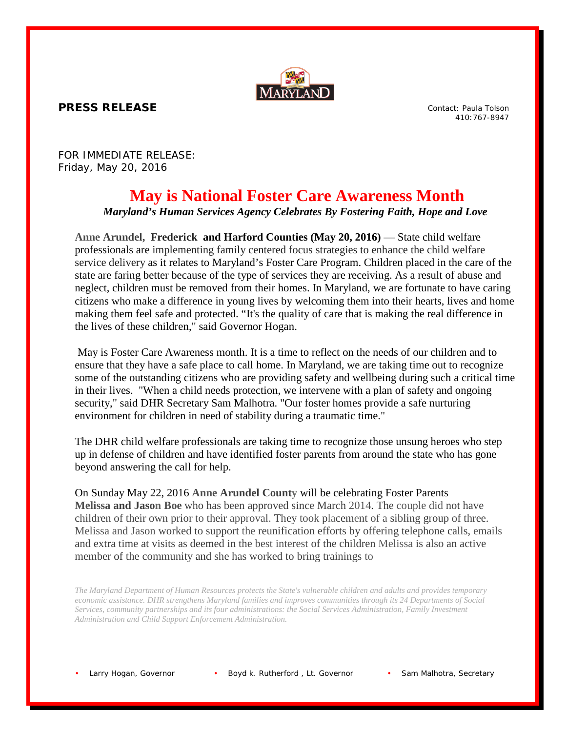**PRESS RELEASE**

Contact: Paula Tolson
410:767-8947

FOR IMMEDIATE RELEASE:
Friday, May 20, 2016

# May is National Foster Care Awareness Month

***Maryland's Human Services Agency Celebrates By Fostering Faith, Hope and Love***

**Anne Arundel, Frederick and Harford Counties (May 20, 2016)** — State child welfare professionals are implementing family centered focus strategies to enhance the child welfare service delivery as it relates to Maryland's Foster Care Program. Children placed in the care of the state are faring better because of the type of services they are receiving. As a result of abuse and neglect, children must be removed from their homes. In Maryland, we are fortunate to have caring citizens who make a difference in young lives by welcoming them into their hearts, lives and home making them feel safe and protected. "It's the quality of care that is making the real difference in the lives of these children," said Governor Hogan.

May is Foster Care Awareness month. It is a time to reflect on the needs of our children and to ensure that they have a safe place to call home. In Maryland, we are taking time out to recognize some of the outstanding citizens who are providing safety and wellbeing during such a critical time in their lives. "When a child needs protection, we intervene with a plan of safety and ongoing security," said DHR Secretary Sam Malhotra. "Our foster homes provide a safe nurturing environment for children in need of stability during a traumatic time."

The DHR child welfare professionals are taking time to recognize those unsung heroes who step up in defense of children and have identified foster parents from around the state who has gone beyond answering the call for help.

On Sunday May 22, 2016 **Anne Arundel County** will be celebrating Foster Parents **Melissa and Jason Boe** who has been approved since March 2014. The couple did not have children of their own prior to their approval. They took placement of a sibling group of three. Melissa and Jason worked to support the reunification efforts by offering telephone calls, emails and extra time at visits as deemed in the best interest of the children Melissa is also an active member of the community and she has worked to bring trainings to

*The Maryland Department of Human Resources protects the State's vulnerable children and adults and provides temporary economic assistance. DHR strengthens Maryland families and improves communities through its 24 Departments of Social Services, community partnerships and its four administrations: the Social Services Administration, Family Investment Administration and Child Support Enforcement Administration.*

- Larry Hogan, Governor
- Boyd k. Rutherford , Lt. Governor
- Sam Malhotra, Secretary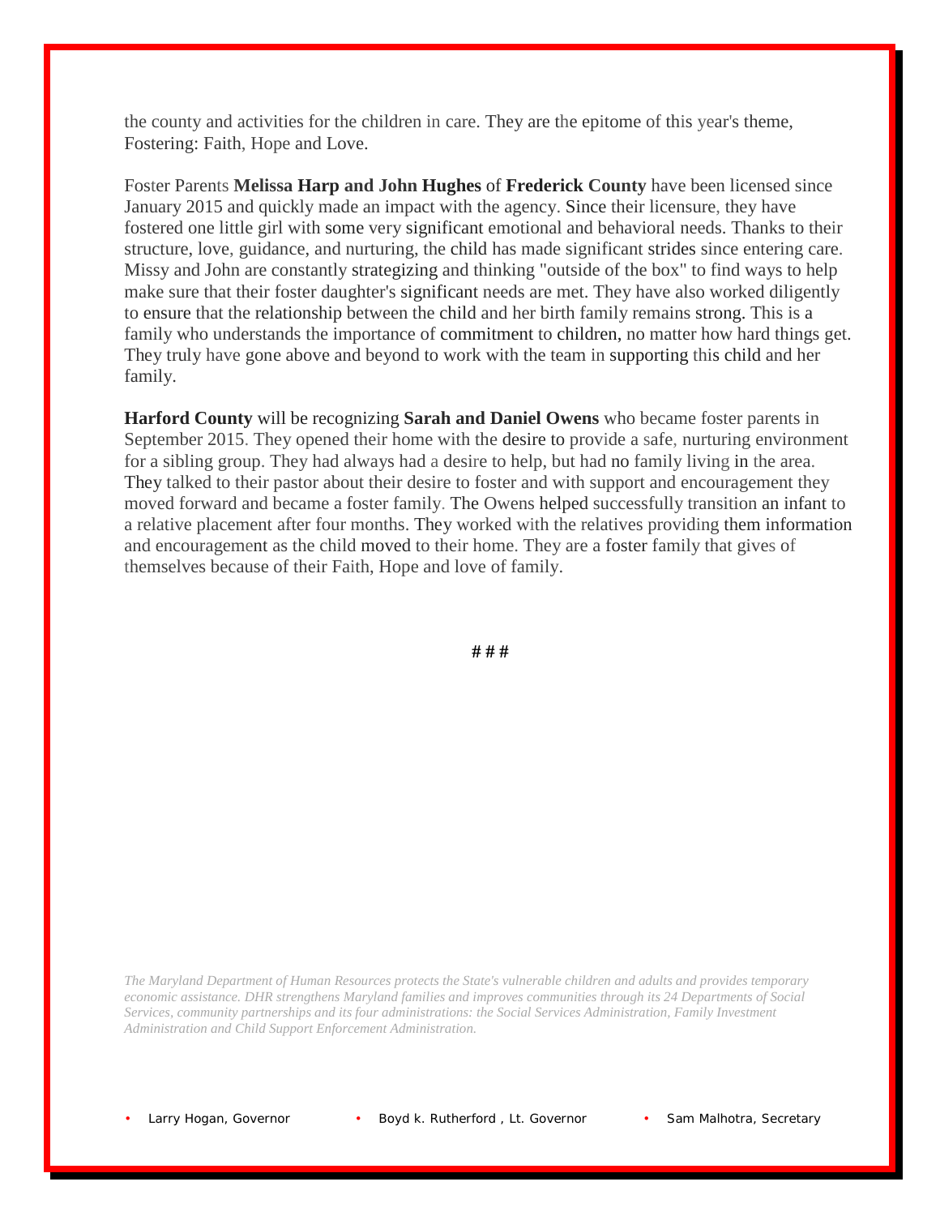the county and activities for the children in care. They are the epitome of this year's theme, Fostering: Faith, Hope and Love.

Foster Parents **Melissa Harp and John Hughes** of **Frederick County** have been licensed since January 2015 and quickly made an impact with the agency. Since their licensure, they have fostered one little girl with some very significant emotional and behavioral needs. Thanks to their structure, love, guidance, and nurturing, the child has made significant strides since entering care. Missy and John are constantly strategizing and thinking "outside of the box" to find ways to help make sure that their foster daughter's significant needs are met. They have also worked diligently to ensure that the relationship between the child and her birth family remains strong. This is a family who understands the importance of commitment to children, no matter how hard things get. They truly have gone above and beyond to work with the team in supporting this child and her family.

**Harford County** will be recognizing **Sarah and Daniel Owens** who became foster parents in September 2015. They opened their home with the desire to provide a safe, nurturing environment for a sibling group. They had always had a desire to help, but had no family living in the area. They talked to their pastor about their desire to foster and with support and encouragement they moved forward and became a foster family. The Owens helped successfully transition an infant to a relative placement after four months. They worked with the relatives providing them information and encouragement as the child moved to their home. They are a foster family that gives of themselves because of their Faith, Hope and love of family.

# # #

*The Maryland Department of Human Resources protects the State's vulnerable children and adults and provides temporary economic assistance. DHR strengthens Maryland families and improves communities through its 24 Departments of Social Services, community partnerships and its four administrations: the Social Services Administration, Family Investment Administration and Child Support Enforcement Administration.*

- Larry Hogan, Governor
- Boyd k. Rutherford , Lt. Governor
- Sam Malhotra, Secretary